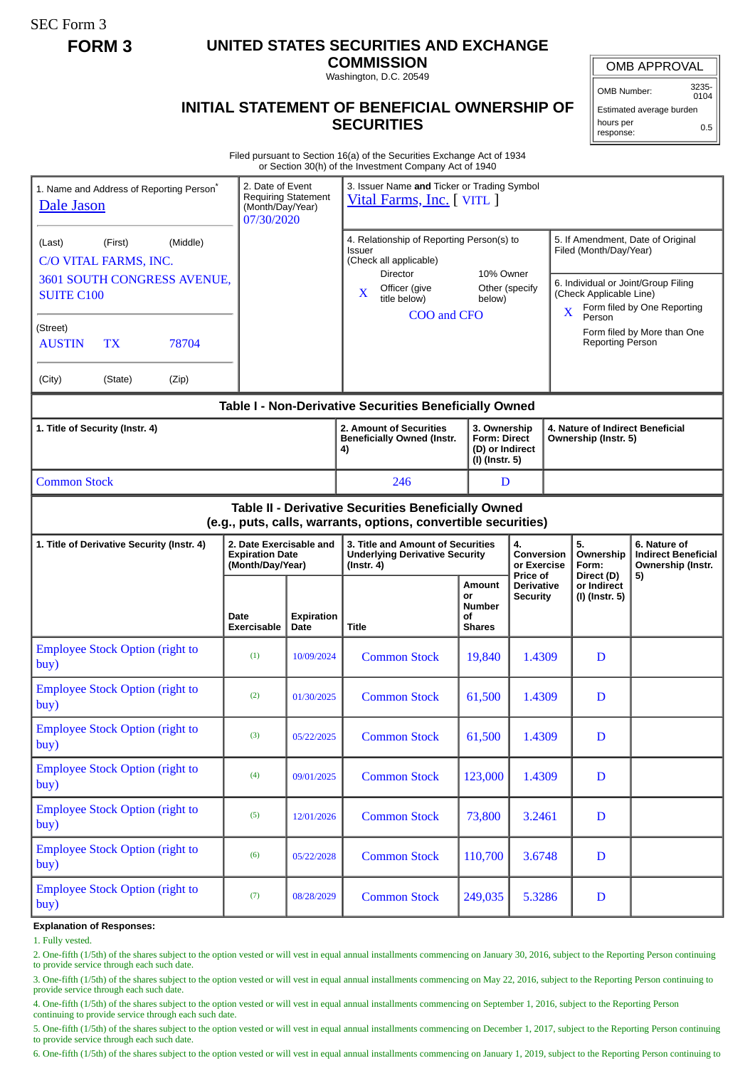SEC Form 3

**FORM 3**

# UNITED STATES SECURITIES AND EXCHANGE COMMISSION

Washington, D.C. 20549

## INITIAL STATEMENT OF BENEFICIAL OWNERSHIP OF SECURITIES

| OMB APPROVAL | |
|---|---|
| OMB Number: | 3235-0104 |
| Estimated average burden | |
| hours per response: | 0.5 |

Filed pursuant to Section 16(a) of the Securities Exchange Act of 1934 or Section 30(h) of the Investment Company Act of 1940

1. Name and Address of Reporting Person*
Dale Jason

(Last) (First) (Middle)
C/O VITAL FARMS, INC.
3601 SOUTH CONGRESS AVENUE, SUITE C100

(Street)
AUSTIN TX 78704

(City) (State) (Zip)

2. Date of Event Requiring Statement (Month/Day/Year)
07/30/2020

3. Issuer Name **and** Ticker or Trading Symbol
Vital Farms, Inc. [ VITL ]

4. Relationship of Reporting Person(s) to Issuer (Check all applicable)
Director
10% Owner
X Officer (give title below)
Other (specify below)
COO and CFO

5. If Amendment, Date of Original Filed (Month/Day/Year)

6. Individual or Joint/Group Filing (Check Applicable Line)
X Form filed by One Reporting Person
Form filed by More than One Reporting Person

### Table I - Non-Derivative Securities Beneficially Owned

| 1. Title of Security (Instr. 4) | 2. Amount of Securities Beneficially Owned (Instr. 4) | 3. Ownership Form: Direct (D) or Indirect (I) (Instr. 5) | 4. Nature of Indirect Beneficial Ownership (Instr. 5) |
|---|---|---|---|
| Common Stock | 246 | D | |

### Table II - Derivative Securities Beneficially Owned (e.g., puts, calls, warrants, options, convertible securities)

| 1. Title of Derivative Security (Instr. 4) | 2. Date Exercisable and Expiration Date (Month/Day/Year) | | 3. Title and Amount of Securities Underlying Derivative Security (Instr. 4) | | 4. Conversion or Exercise Price of Derivative Security | 5. Ownership Form: Direct (D) or Indirect (I) (Instr. 5) | 6. Nature of Indirect Beneficial Ownership (Instr. 5) |
|---|---|---|---|---|---|---|---|
| | Date Exercisable | Expiration Date | Title | Amount or Number of Shares | | | |
| Employee Stock Option (right to buy) | (1) | 10/09/2024 | Common Stock | 19,840 | 1.4309 | D | |
| Employee Stock Option (right to buy) | (2) | 01/30/2025 | Common Stock | 61,500 | 1.4309 | D | |
| Employee Stock Option (right to buy) | (3) | 05/22/2025 | Common Stock | 61,500 | 1.4309 | D | |
| Employee Stock Option (right to buy) | (4) | 09/01/2025 | Common Stock | 123,000 | 1.4309 | D | |
| Employee Stock Option (right to buy) | (5) | 12/01/2026 | Common Stock | 73,800 | 3.2461 | D | |
| Employee Stock Option (right to buy) | (6) | 05/22/2028 | Common Stock | 110,700 | 3.6748 | D | |
| Employee Stock Option (right to buy) | (7) | 08/28/2029 | Common Stock | 249,035 | 5.3286 | D | |

**Explanation of Responses:**

1. Fully vested.
2. One-fifth (1/5th) of the shares subject to the option vested or will vest in equal annual installments commencing on January 30, 2016, subject to the Reporting Person continuing to provide service through each such date.
3. One-fifth (1/5th) of the shares subject to the option vested or will vest in equal annual installments commencing on May 22, 2016, subject to the Reporting Person continuing to provide service through each such date.
4. One-fifth (1/5th) of the shares subject to the option vested or will vest in equal annual installments commencing on September 1, 2016, subject to the Reporting Person continuing to provide service through each such date.
5. One-fifth (1/5th) of the shares subject to the option vested or will vest in equal annual installments commencing on December 1, 2017, subject to the Reporting Person continuing to provide service through each such date.
6. One-fifth (1/5th) of the shares subject to the option vested or will vest in equal annual installments commencing on January 1, 2019, subject to the Reporting Person continuing to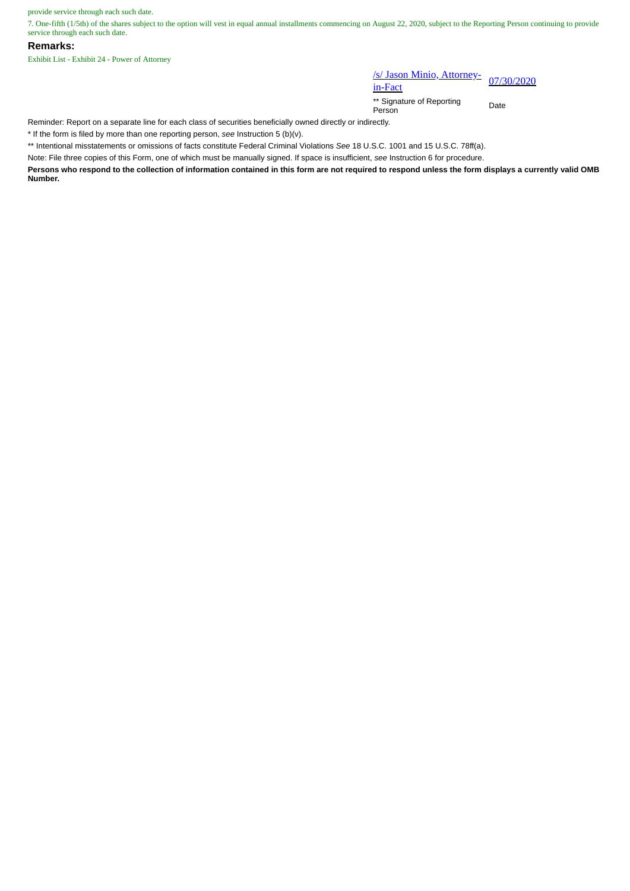provide service through each such date.

7. One-fifth (1/5th) of the shares subject to the option will vest in equal annual installments commencing on August 22, 2020, subject to the Reporting Person continuing to provide service through each such date.

## Remarks:

Exhibit List - Exhibit 24 - Power of Attorney

| /s/ Jason Minio, Attorney-in-Fact | 07/30/2020 |
| --- | --- |
| ** Signature of Reporting Person | Date |

Reminder: Report on a separate line for each class of securities beneficially owned directly or indirectly.

* If the form is filed by more than one reporting person, *see* Instruction 5 (b)(v).

** Intentional misstatements or omissions of facts constitute Federal Criminal Violations *See* 18 U.S.C. 1001 and 15 U.S.C. 78ff(a).

Note: File three copies of this Form, one of which must be manually signed. If space is insufficient, *see* Instruction 6 for procedure.

**Persons who respond to the collection of information contained in this form are not required to respond unless the form displays a currently valid OMB Number.**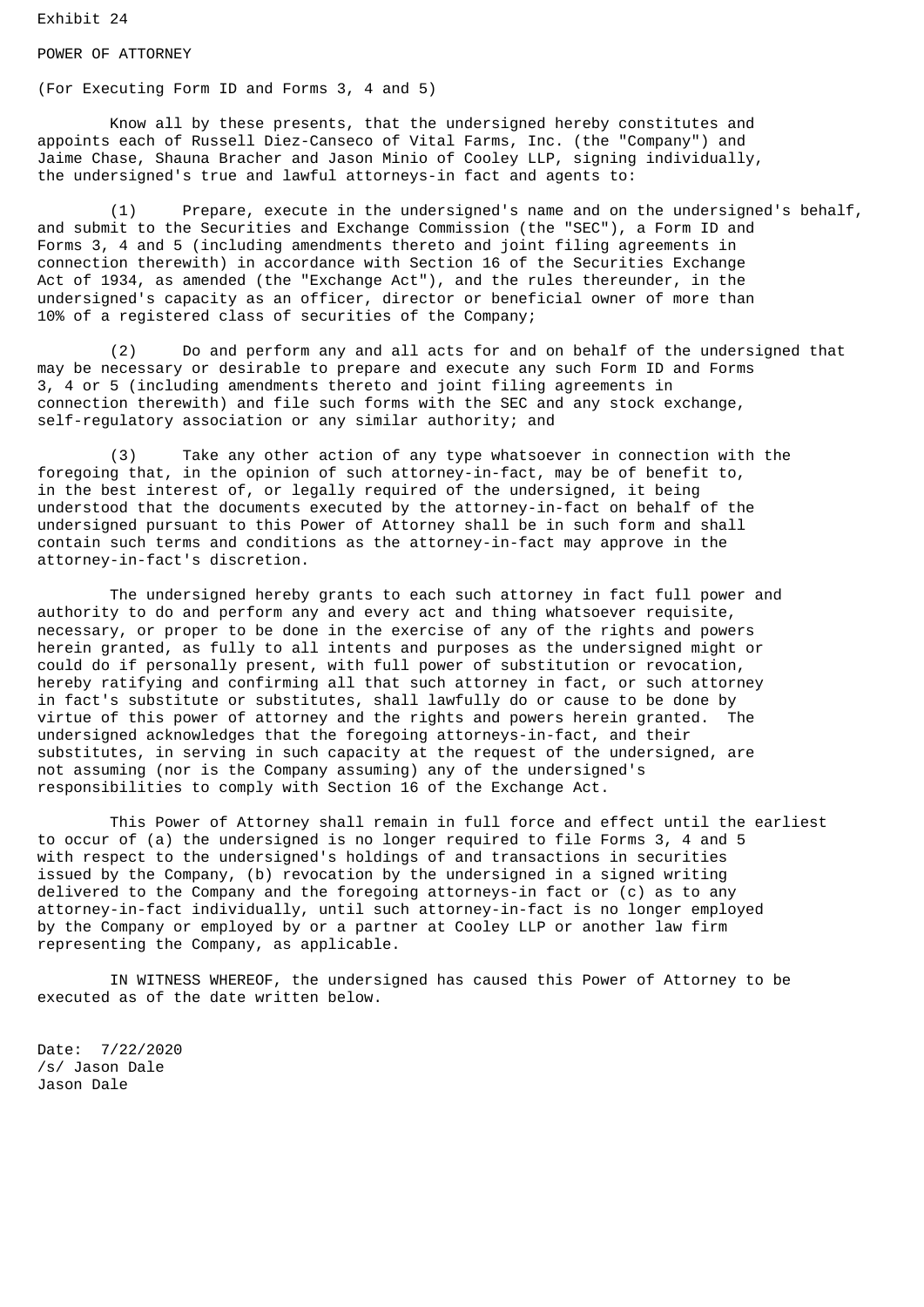Exhibit 24

POWER OF ATTORNEY

(For Executing Form ID and Forms 3, 4 and 5)

Know all by these presents, that the undersigned hereby constitutes and appoints each of Russell Diez-Canseco of Vital Farms, Inc. (the "Company") and Jaime Chase, Shauna Bracher and Jason Minio of Cooley LLP, signing individually, the undersigned's true and lawful attorneys-in fact and agents to:

(1) Prepare, execute in the undersigned's name and on the undersigned's behalf, and submit to the Securities and Exchange Commission (the "SEC"), a Form ID and Forms 3, 4 and 5 (including amendments thereto and joint filing agreements in connection therewith) in accordance with Section 16 of the Securities Exchange Act of 1934, as amended (the "Exchange Act"), and the rules thereunder, in the undersigned's capacity as an officer, director or beneficial owner of more than 10% of a registered class of securities of the Company;

(2) Do and perform any and all acts for and on behalf of the undersigned that may be necessary or desirable to prepare and execute any such Form ID and Forms 3, 4 or 5 (including amendments thereto and joint filing agreements in connection therewith) and file such forms with the SEC and any stock exchange, self-regulatory association or any similar authority; and

(3) Take any other action of any type whatsoever in connection with the foregoing that, in the opinion of such attorney-in-fact, may be of benefit to, in the best interest of, or legally required of the undersigned, it being understood that the documents executed by the attorney-in-fact on behalf of the undersigned pursuant to this Power of Attorney shall be in such form and shall contain such terms and conditions as the attorney-in-fact may approve in the attorney-in-fact's discretion.

The undersigned hereby grants to each such attorney in fact full power and authority to do and perform any and every act and thing whatsoever requisite, necessary, or proper to be done in the exercise of any of the rights and powers herein granted, as fully to all intents and purposes as the undersigned might or could do if personally present, with full power of substitution or revocation, hereby ratifying and confirming all that such attorney in fact, or such attorney in fact's substitute or substitutes, shall lawfully do or cause to be done by virtue of this power of attorney and the rights and powers herein granted. The undersigned acknowledges that the foregoing attorneys-in-fact, and their substitutes, in serving in such capacity at the request of the undersigned, are not assuming (nor is the Company assuming) any of the undersigned's responsibilities to comply with Section 16 of the Exchange Act.

This Power of Attorney shall remain in full force and effect until the earliest to occur of (a) the undersigned is no longer required to file Forms 3, 4 and 5 with respect to the undersigned's holdings of and transactions in securities issued by the Company, (b) revocation by the undersigned in a signed writing delivered to the Company and the foregoing attorneys-in fact or (c) as to any attorney-in-fact individually, until such attorney-in-fact is no longer employed by the Company or employed by or a partner at Cooley LLP or another law firm representing the Company, as applicable.

IN WITNESS WHEREOF, the undersigned has caused this Power of Attorney to be executed as of the date written below.

Date: 7/22/2020
/s/ Jason Dale
Jason Dale